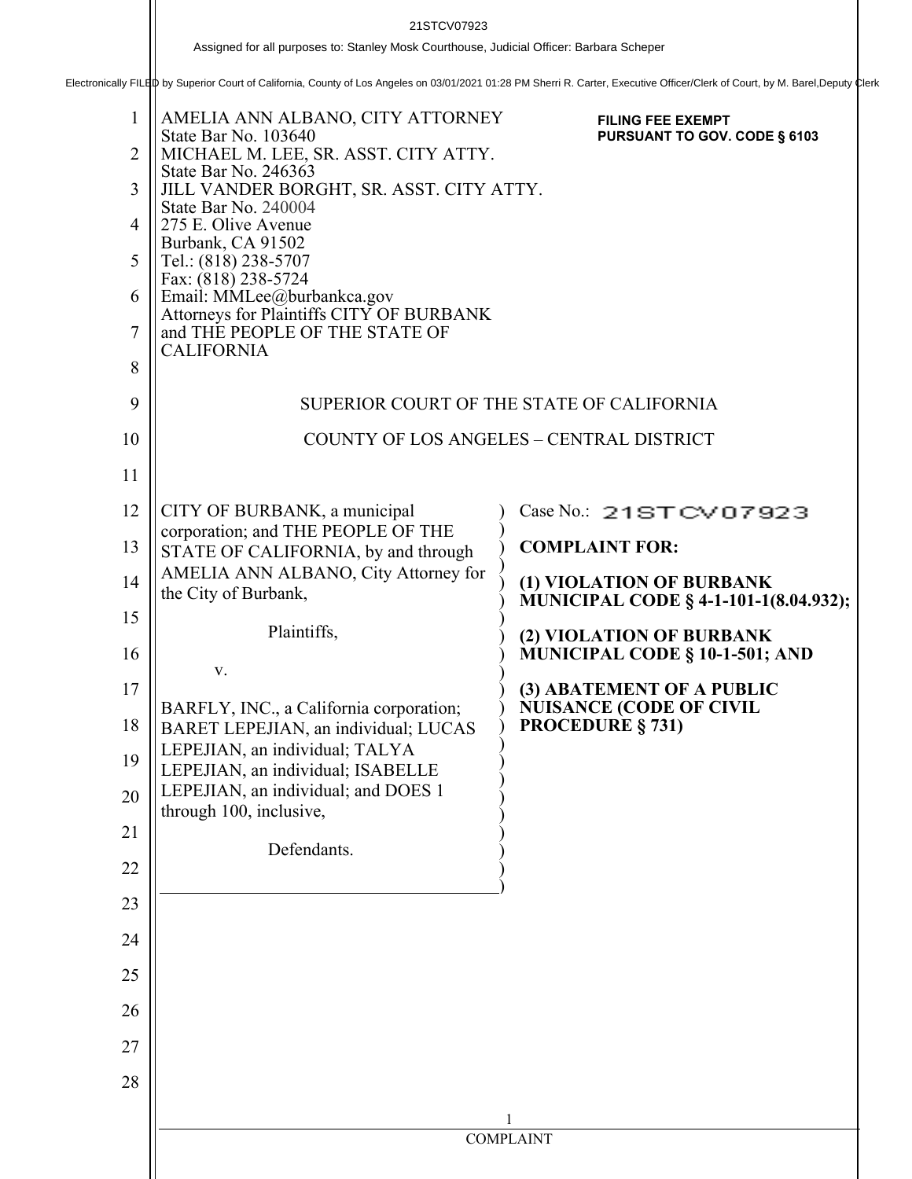21STCV07923

Assigned for all purposes to: Stanley Mosk Courthouse, Judicial Officer: Barbara Scheper

Electronically FILED by Superior Court of California, County of Los Angeles on 03/01/2021 01:28 PM Sherri R. Carter, Executive Officer/Clerk of Court, by M. Barel,Deputy Clerk

AMELIA ANN ALBANO, CITY ATTORNEY
State Bar No. 103640
MICHAEL M. LEE, SR. ASST. CITY ATTY.
State Bar No. 246363
JILL VANDER BORGHT, SR. ASST. CITY ATTY.
State Bar No. 240004
275 E. Olive Avenue
Burbank, CA 91502
Tel.: (818) 238-5707
Fax: (818) 238-5724
Email: MMLee@burbankca.gov
Attorneys for Plaintiffs CITY OF BURBANK
and THE PEOPLE OF THE STATE OF
CALIFORNIA

**FILING FEE EXEMPT PURSUANT TO GOV. CODE § 6103**

SUPERIOR COURT OF THE STATE OF CALIFORNIA

COUNTY OF LOS ANGELES – CENTRAL DISTRICT

CITY OF BURBANK, a municipal corporation; and THE PEOPLE OF THE STATE OF CALIFORNIA, by and through AMELIA ANN ALBANO, City Attorney for the City of Burbank,

Plaintiffs,

v.

BARFLY, INC., a California corporation; BARET LEPEJIAN, an individual; LUCAS LEPEJIAN, an individual; TALYA LEPEJIAN, an individual; ISABELLE LEPEJIAN, an individual; and DOES 1 through 100, inclusive,

Defendants.

Case No.: 21STCV07923

**COMPLAINT FOR:**

**(1) VIOLATION OF BURBANK MUNICIPAL CODE § 4-1-101-1(8.04.932);**

**(2) VIOLATION OF BURBANK MUNICIPAL CODE § 10-1-501; AND**

**(3) ABATEMENT OF A PUBLIC NUISANCE (CODE OF CIVIL PROCEDURE § 731)**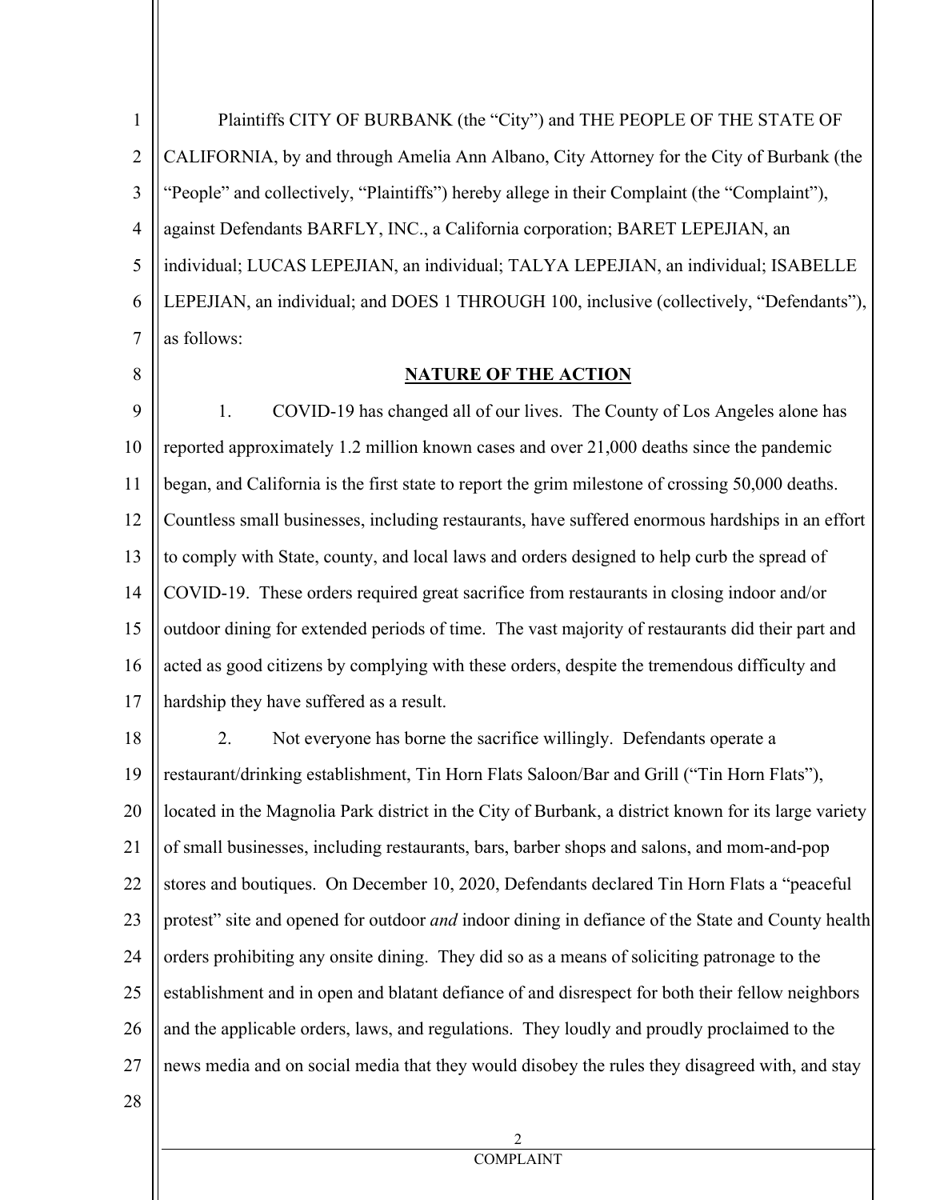Plaintiffs CITY OF BURBANK (the "City") and THE PEOPLE OF THE STATE OF CALIFORNIA, by and through Amelia Ann Albano, City Attorney for the City of Burbank (the "People" and collectively, "Plaintiffs") hereby allege in their Complaint (the "Complaint"), against Defendants BARFLY, INC., a California corporation; BARET LEPEJIAN, an individual; LUCAS LEPEJIAN, an individual; TALYA LEPEJIAN, an individual; ISABELLE LEPEJIAN, an individual; and DOES 1 THROUGH 100, inclusive (collectively, "Defendants"), as follows:

## NATURE OF THE ACTION

1. COVID-19 has changed all of our lives. The County of Los Angeles alone has reported approximately 1.2 million known cases and over 21,000 deaths since the pandemic began, and California is the first state to report the grim milestone of crossing 50,000 deaths. Countless small businesses, including restaurants, have suffered enormous hardships in an effort to comply with State, county, and local laws and orders designed to help curb the spread of COVID-19. These orders required great sacrifice from restaurants in closing indoor and/or outdoor dining for extended periods of time. The vast majority of restaurants did their part and acted as good citizens by complying with these orders, despite the tremendous difficulty and hardship they have suffered as a result.

2. Not everyone has borne the sacrifice willingly. Defendants operate a restaurant/drinking establishment, Tin Horn Flats Saloon/Bar and Grill ("Tin Horn Flats"), located in the Magnolia Park district in the City of Burbank, a district known for its large variety of small businesses, including restaurants, bars, barber shops and salons, and mom-and-pop stores and boutiques. On December 10, 2020, Defendants declared Tin Horn Flats a "peaceful protest" site and opened for outdoor *and* indoor dining in defiance of the State and County health orders prohibiting any onsite dining. They did so as a means of soliciting patronage to the establishment and in open and blatant defiance of and disrespect for both their fellow neighbors and the applicable orders, laws, and regulations. They loudly and proudly proclaimed to the news media and on social media that they would disobey the rules they disagreed with, and stay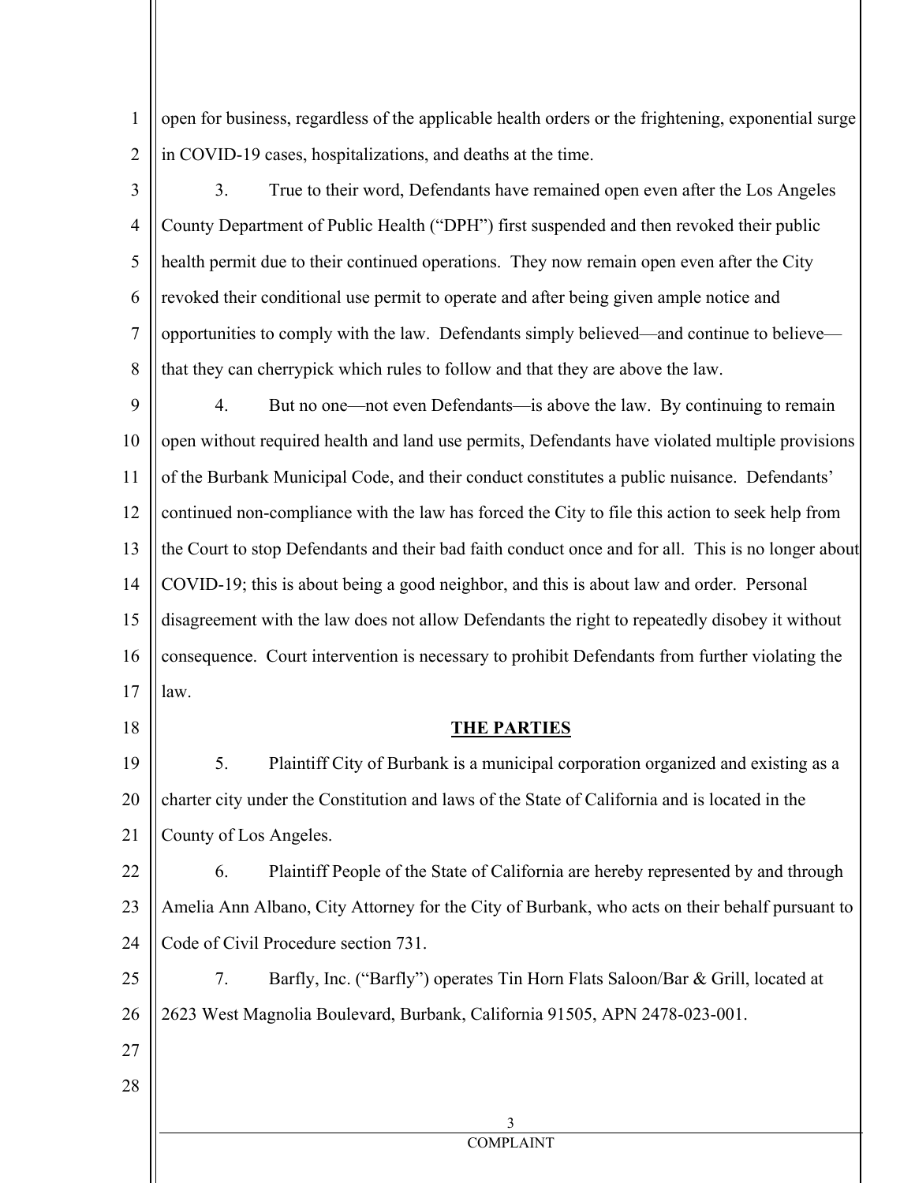open for business, regardless of the applicable health orders or the frightening, exponential surge in COVID-19 cases, hospitalizations, and deaths at the time.

3. True to their word, Defendants have remained open even after the Los Angeles County Department of Public Health ("DPH") first suspended and then revoked their public health permit due to their continued operations. They now remain open even after the City revoked their conditional use permit to operate and after being given ample notice and opportunities to comply with the law. Defendants simply believed—and continue to believe—that they can cherrypick which rules to follow and that they are above the law.

4. But no one—not even Defendants—is above the law. By continuing to remain open without required health and land use permits, Defendants have violated multiple provisions of the Burbank Municipal Code, and their conduct constitutes a public nuisance. Defendants' continued non-compliance with the law has forced the City to file this action to seek help from the Court to stop Defendants and their bad faith conduct once and for all. This is no longer about COVID-19; this is about being a good neighbor, and this is about law and order. Personal disagreement with the law does not allow Defendants the right to repeatedly disobey it without consequence. Court intervention is necessary to prohibit Defendants from further violating the law.

## THE PARTIES

5. Plaintiff City of Burbank is a municipal corporation organized and existing as a charter city under the Constitution and laws of the State of California and is located in the County of Los Angeles.

6. Plaintiff People of the State of California are hereby represented by and through Amelia Ann Albano, City Attorney for the City of Burbank, who acts on their behalf pursuant to Code of Civil Procedure section 731.

7. Barfly, Inc. ("Barfly") operates Tin Horn Flats Saloon/Bar & Grill, located at 2623 West Magnolia Boulevard, Burbank, California 91505, APN 2478-023-001.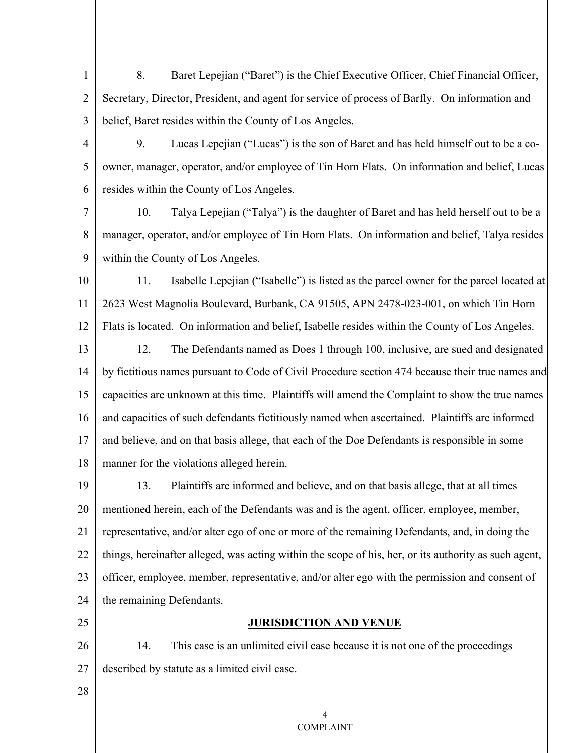8. Baret Lepejian ("Baret") is the Chief Executive Officer, Chief Financial Officer, Secretary, Director, President, and agent for service of process of Barfly. On information and belief, Baret resides within the County of Los Angeles.

9. Lucas Lepejian ("Lucas") is the son of Baret and has held himself out to be a co-owner, manager, operator, and/or employee of Tin Horn Flats. On information and belief, Lucas resides within the County of Los Angeles.

10. Talya Lepejian ("Talya") is the daughter of Baret and has held herself out to be a manager, operator, and/or employee of Tin Horn Flats. On information and belief, Talya resides within the County of Los Angeles.

11. Isabelle Lepejian ("Isabelle") is listed as the parcel owner for the parcel located at 2623 West Magnolia Boulevard, Burbank, CA 91505, APN 2478-023-001, on which Tin Horn Flats is located. On information and belief, Isabelle resides within the County of Los Angeles.

12. The Defendants named as Does 1 through 100, inclusive, are sued and designated by fictitious names pursuant to Code of Civil Procedure section 474 because their true names and capacities are unknown at this time. Plaintiffs will amend the Complaint to show the true names and capacities of such defendants fictitiously named when ascertained. Plaintiffs are informed and believe, and on that basis allege, that each of the Doe Defendants is responsible in some manner for the violations alleged herein.

13. Plaintiffs are informed and believe, and on that basis allege, that at all times mentioned herein, each of the Defendants was and is the agent, officer, employee, member, representative, and/or alter ego of one or more of the remaining Defendants, and, in doing the things, hereinafter alleged, was acting within the scope of his, her, or its authority as such agent, officer, employee, member, representative, and/or alter ego with the permission and consent of the remaining Defendants.

## JURISDICTION AND VENUE

14. This case is an unlimited civil case because it is not one of the proceedings described by statute as a limited civil case.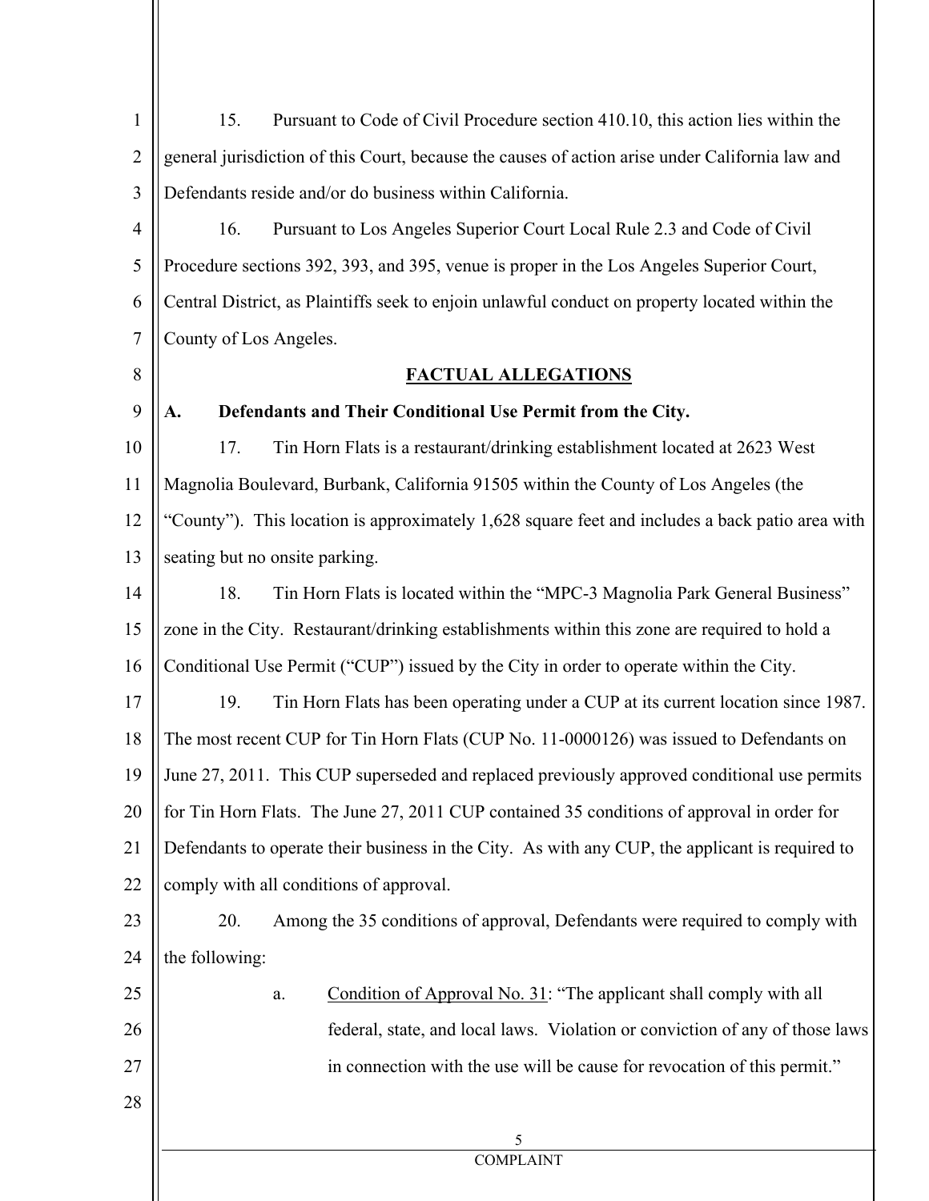15. Pursuant to Code of Civil Procedure section 410.10, this action lies within the general jurisdiction of this Court, because the causes of action arise under California law and Defendants reside and/or do business within California.

16. Pursuant to Los Angeles Superior Court Local Rule 2.3 and Code of Civil Procedure sections 392, 393, and 395, venue is proper in the Los Angeles Superior Court, Central District, as Plaintiffs seek to enjoin unlawful conduct on property located within the County of Los Angeles.

## FACTUAL ALLEGATIONS

### A. Defendants and Their Conditional Use Permit from the City.

17. Tin Horn Flats is a restaurant/drinking establishment located at 2623 West Magnolia Boulevard, Burbank, California 91505 within the County of Los Angeles (the "County"). This location is approximately 1,628 square feet and includes a back patio area with seating but no onsite parking.

18. Tin Horn Flats is located within the "MPC-3 Magnolia Park General Business" zone in the City. Restaurant/drinking establishments within this zone are required to hold a Conditional Use Permit ("CUP") issued by the City in order to operate within the City.

19. Tin Horn Flats has been operating under a CUP at its current location since 1987. The most recent CUP for Tin Horn Flats (CUP No. 11-0000126) was issued to Defendants on June 27, 2011. This CUP superseded and replaced previously approved conditional use permits for Tin Horn Flats. The June 27, 2011 CUP contained 35 conditions of approval in order for Defendants to operate their business in the City. As with any CUP, the applicant is required to comply with all conditions of approval.

20. Among the 35 conditions of approval, Defendants were required to comply with the following:

a. Condition of Approval No. 31: "The applicant shall comply with all federal, state, and local laws. Violation or conviction of any of those laws in connection with the use will be cause for revocation of this permit."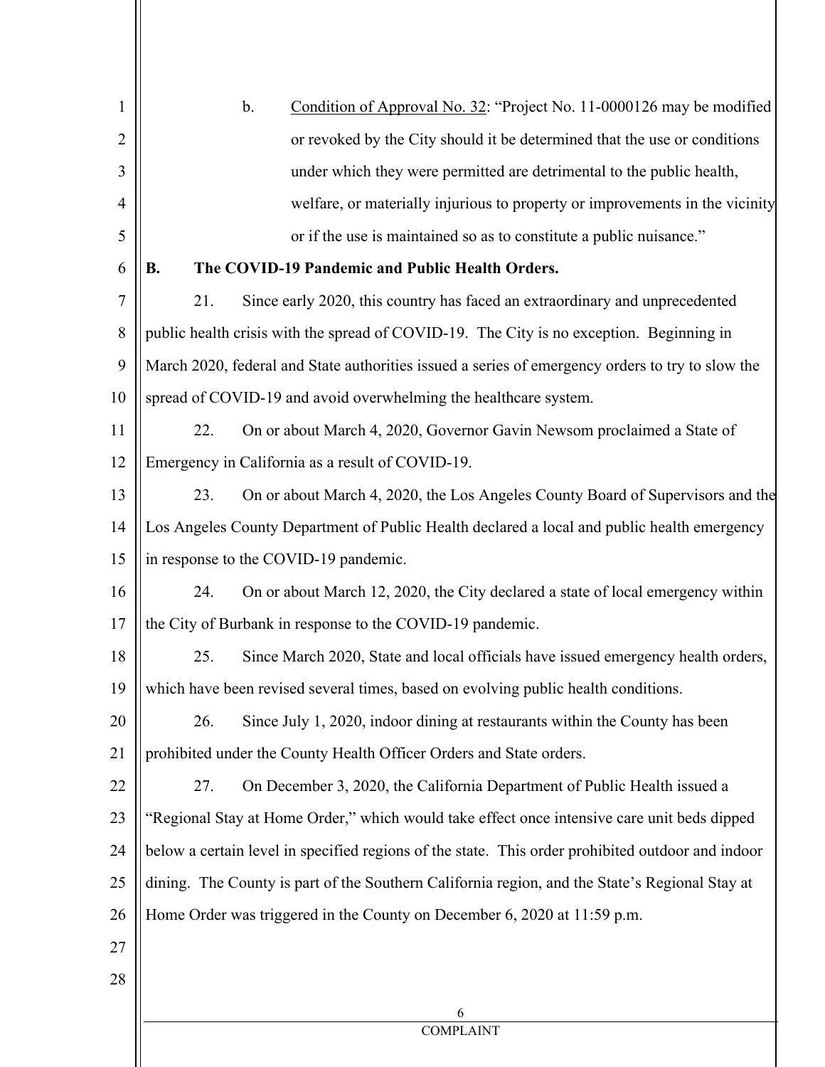b. Condition of Approval No. 32: "Project No. 11-0000126 may be modified or revoked by the City should it be determined that the use or conditions under which they were permitted are detrimental to the public health, welfare, or materially injurious to property or improvements in the vicinity or if the use is maintained so as to constitute a public nuisance."

**B. The COVID-19 Pandemic and Public Health Orders.**

21. Since early 2020, this country has faced an extraordinary and unprecedented public health crisis with the spread of COVID-19. The City is no exception. Beginning in March 2020, federal and State authorities issued a series of emergency orders to try to slow the spread of COVID-19 and avoid overwhelming the healthcare system.

22. On or about March 4, 2020, Governor Gavin Newsom proclaimed a State of Emergency in California as a result of COVID-19.

23. On or about March 4, 2020, the Los Angeles County Board of Supervisors and the Los Angeles County Department of Public Health declared a local and public health emergency in response to the COVID-19 pandemic.

24. On or about March 12, 2020, the City declared a state of local emergency within the City of Burbank in response to the COVID-19 pandemic.

25. Since March 2020, State and local officials have issued emergency health orders, which have been revised several times, based on evolving public health conditions.

26. Since July 1, 2020, indoor dining at restaurants within the County has been prohibited under the County Health Officer Orders and State orders.

27. On December 3, 2020, the California Department of Public Health issued a "Regional Stay at Home Order," which would take effect once intensive care unit beds dipped below a certain level in specified regions of the state. This order prohibited outdoor and indoor dining. The County is part of the Southern California region, and the State's Regional Stay at Home Order was triggered in the County on December 6, 2020 at 11:59 p.m.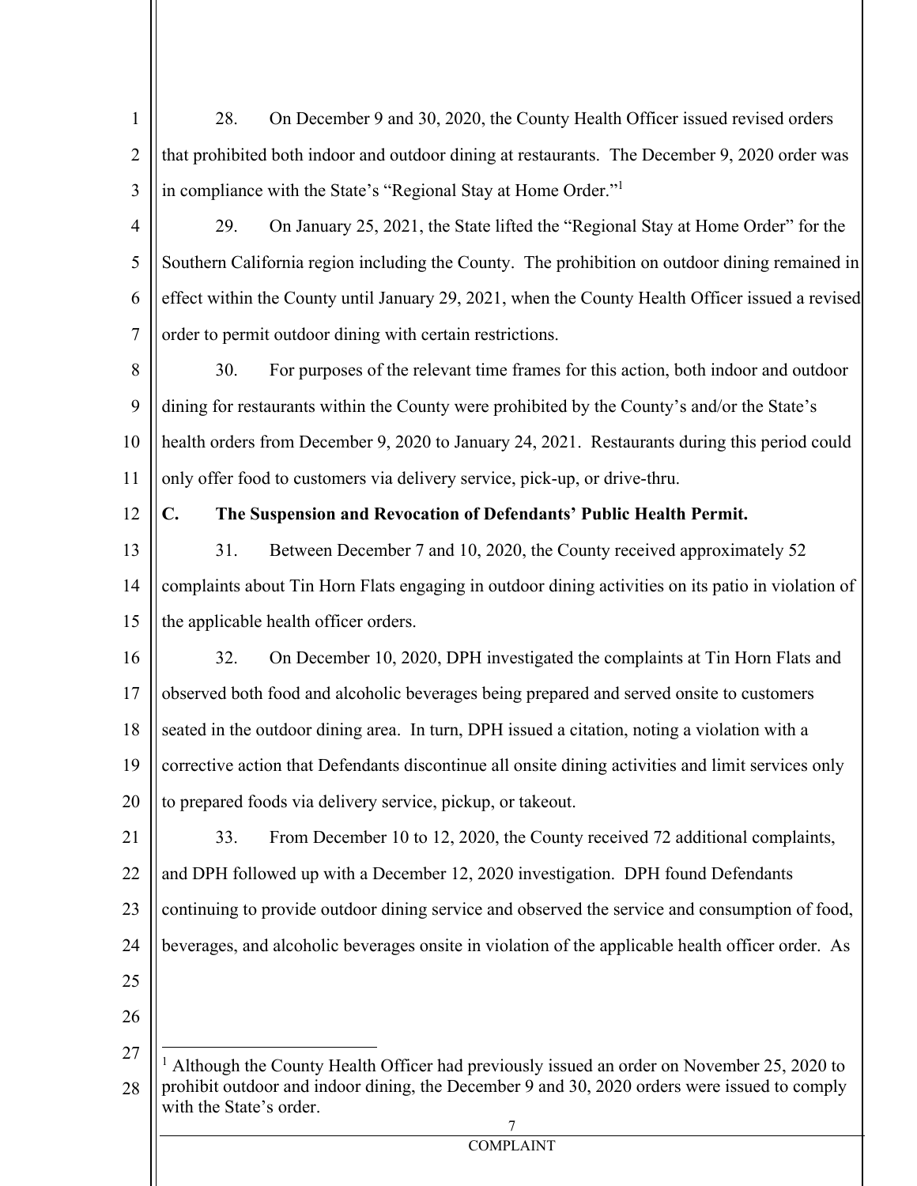28. On December 9 and 30, 2020, the County Health Officer issued revised orders that prohibited both indoor and outdoor dining at restaurants. The December 9, 2020 order was in compliance with the State's "Regional Stay at Home Order."[1]

29. On January 25, 2021, the State lifted the "Regional Stay at Home Order" for the Southern California region including the County. The prohibition on outdoor dining remained in effect within the County until January 29, 2021, when the County Health Officer issued a revised order to permit outdoor dining with certain restrictions.

30. For purposes of the relevant time frames for this action, both indoor and outdoor dining for restaurants within the County were prohibited by the County's and/or the State's health orders from December 9, 2020 to January 24, 2021. Restaurants during this period could only offer food to customers via delivery service, pick-up, or drive-thru.

**C. The Suspension and Revocation of Defendants' Public Health Permit.**

31. Between December 7 and 10, 2020, the County received approximately 52 complaints about Tin Horn Flats engaging in outdoor dining activities on its patio in violation of the applicable health officer orders.

32. On December 10, 2020, DPH investigated the complaints at Tin Horn Flats and observed both food and alcoholic beverages being prepared and served onsite to customers seated in the outdoor dining area. In turn, DPH issued a citation, noting a violation with a corrective action that Defendants discontinue all onsite dining activities and limit services only to prepared foods via delivery service, pickup, or takeout.

33. From December 10 to 12, 2020, the County received 72 additional complaints, and DPH followed up with a December 12, 2020 investigation. DPH found Defendants continuing to provide outdoor dining service and observed the service and consumption of food, beverages, and alcoholic beverages onsite in violation of the applicable health officer order. As

[1] Although the County Health Officer had previously issued an order on November 25, 2020 to prohibit outdoor and indoor dining, the December 9 and 30, 2020 orders were issued to comply with the State's order.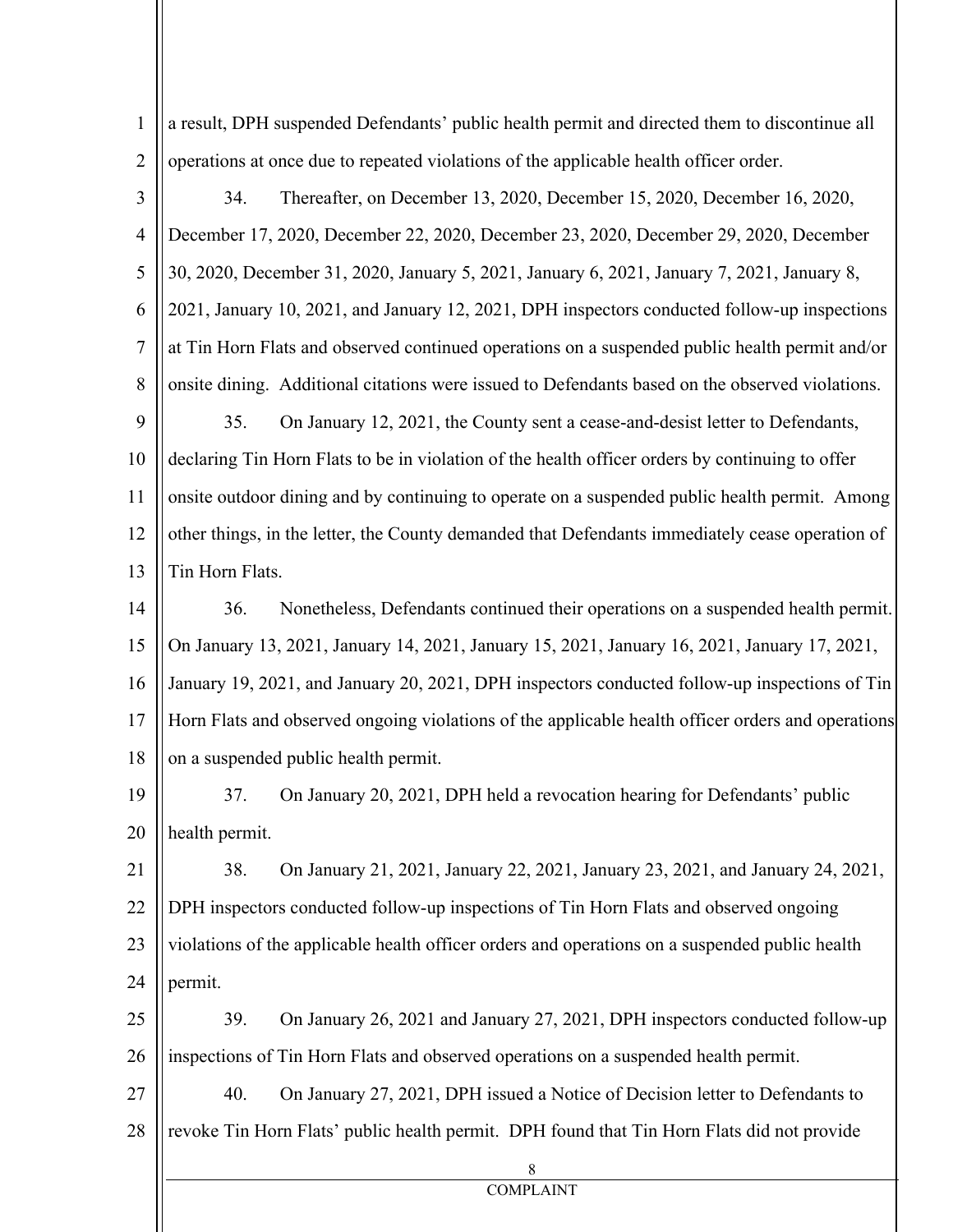a result, DPH suspended Defendants' public health permit and directed them to discontinue all operations at once due to repeated violations of the applicable health officer order.

34. Thereafter, on December 13, 2020, December 15, 2020, December 16, 2020, December 17, 2020, December 22, 2020, December 23, 2020, December 29, 2020, December 30, 2020, December 31, 2020, January 5, 2021, January 6, 2021, January 7, 2021, January 8, 2021, January 10, 2021, and January 12, 2021, DPH inspectors conducted follow-up inspections at Tin Horn Flats and observed continued operations on a suspended public health permit and/or onsite dining. Additional citations were issued to Defendants based on the observed violations.

35. On January 12, 2021, the County sent a cease-and-desist letter to Defendants, declaring Tin Horn Flats to be in violation of the health officer orders by continuing to offer onsite outdoor dining and by continuing to operate on a suspended public health permit. Among other things, in the letter, the County demanded that Defendants immediately cease operation of Tin Horn Flats.

36. Nonetheless, Defendants continued their operations on a suspended health permit. On January 13, 2021, January 14, 2021, January 15, 2021, January 16, 2021, January 17, 2021, January 19, 2021, and January 20, 2021, DPH inspectors conducted follow-up inspections of Tin Horn Flats and observed ongoing violations of the applicable health officer orders and operations on a suspended public health permit.

37. On January 20, 2021, DPH held a revocation hearing for Defendants' public health permit.

38. On January 21, 2021, January 22, 2021, January 23, 2021, and January 24, 2021, DPH inspectors conducted follow-up inspections of Tin Horn Flats and observed ongoing violations of the applicable health officer orders and operations on a suspended public health permit.

39. On January 26, 2021 and January 27, 2021, DPH inspectors conducted follow-up inspections of Tin Horn Flats and observed operations on a suspended health permit.

40. On January 27, 2021, DPH issued a Notice of Decision letter to Defendants to revoke Tin Horn Flats' public health permit. DPH found that Tin Horn Flats did not provide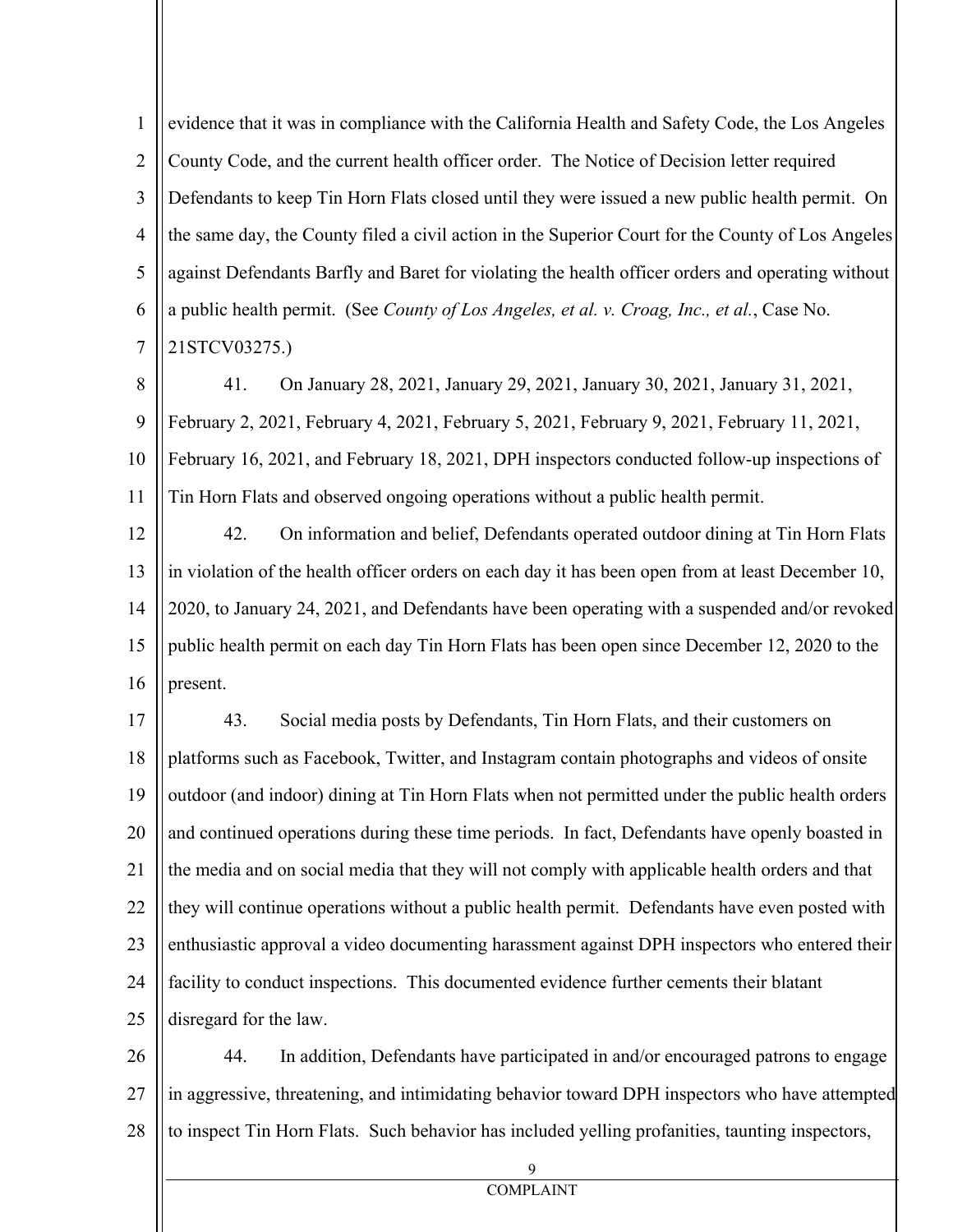evidence that it was in compliance with the California Health and Safety Code, the Los Angeles County Code, and the current health officer order. The Notice of Decision letter required Defendants to keep Tin Horn Flats closed until they were issued a new public health permit. On the same day, the County filed a civil action in the Superior Court for the County of Los Angeles against Defendants Barfly and Baret for violating the health officer orders and operating without a public health permit. (See *County of Los Angeles, et al. v. Croag, Inc., et al.*, Case No. 21STCV03275.)

41. On January 28, 2021, January 29, 2021, January 30, 2021, January 31, 2021, February 2, 2021, February 4, 2021, February 5, 2021, February 9, 2021, February 11, 2021, February 16, 2021, and February 18, 2021, DPH inspectors conducted follow-up inspections of Tin Horn Flats and observed ongoing operations without a public health permit.

42. On information and belief, Defendants operated outdoor dining at Tin Horn Flats in violation of the health officer orders on each day it has been open from at least December 10, 2020, to January 24, 2021, and Defendants have been operating with a suspended and/or revoked public health permit on each day Tin Horn Flats has been open since December 12, 2020 to the present.

43. Social media posts by Defendants, Tin Horn Flats, and their customers on platforms such as Facebook, Twitter, and Instagram contain photographs and videos of onsite outdoor (and indoor) dining at Tin Horn Flats when not permitted under the public health orders and continued operations during these time periods. In fact, Defendants have openly boasted in the media and on social media that they will not comply with applicable health orders and that they will continue operations without a public health permit. Defendants have even posted with enthusiastic approval a video documenting harassment against DPH inspectors who entered their facility to conduct inspections. This documented evidence further cements their blatant disregard for the law.

44. In addition, Defendants have participated in and/or encouraged patrons to engage in aggressive, threatening, and intimidating behavior toward DPH inspectors who have attempted to inspect Tin Horn Flats. Such behavior has included yelling profanities, taunting inspectors,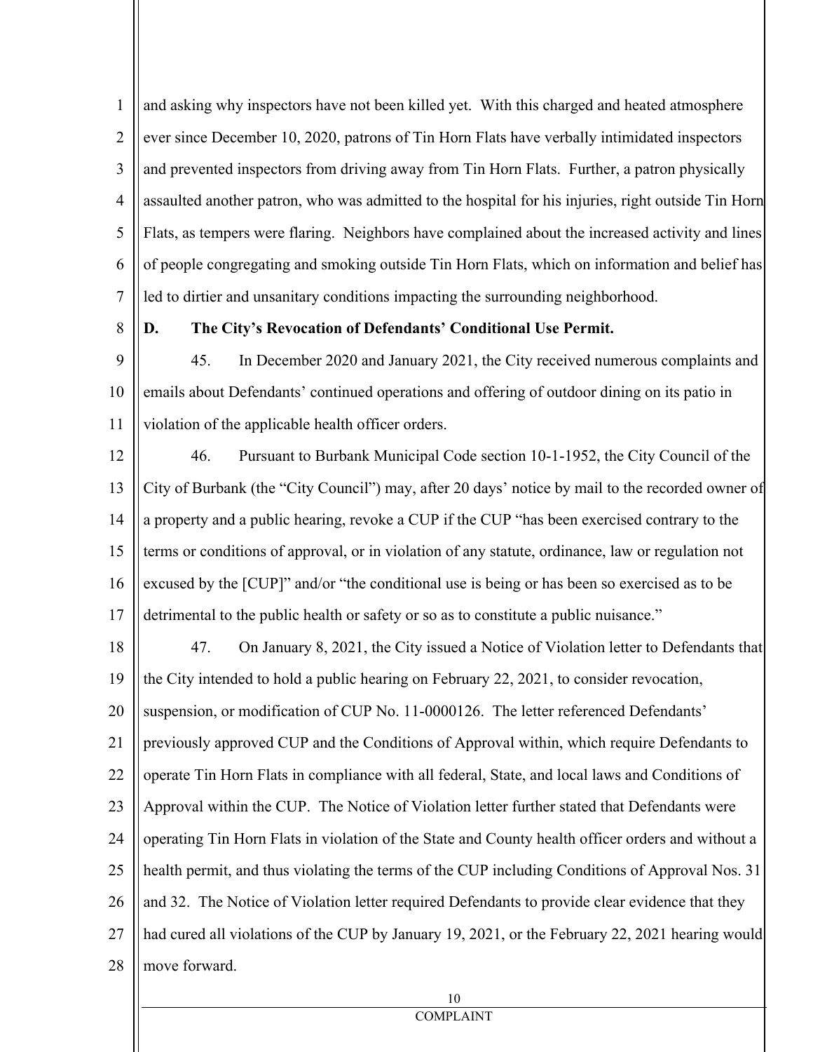and asking why inspectors have not been killed yet. With this charged and heated atmosphere ever since December 10, 2020, patrons of Tin Horn Flats have verbally intimidated inspectors and prevented inspectors from driving away from Tin Horn Flats. Further, a patron physically assaulted another patron, who was admitted to the hospital for his injuries, right outside Tin Horn Flats, as tempers were flaring. Neighbors have complained about the increased activity and lines of people congregating and smoking outside Tin Horn Flats, which on information and belief has led to dirtier and unsanitary conditions impacting the surrounding neighborhood.

**D. The City's Revocation of Defendants' Conditional Use Permit.**

45. In December 2020 and January 2021, the City received numerous complaints and emails about Defendants' continued operations and offering of outdoor dining on its patio in violation of the applicable health officer orders.

46. Pursuant to Burbank Municipal Code section 10-1-1952, the City Council of the City of Burbank (the "City Council") may, after 20 days' notice by mail to the recorded owner of a property and a public hearing, revoke a CUP if the CUP "has been exercised contrary to the terms or conditions of approval, or in violation of any statute, ordinance, law or regulation not excused by the [CUP]" and/or "the conditional use is being or has been so exercised as to be detrimental to the public health or safety or so as to constitute a public nuisance."

47. On January 8, 2021, the City issued a Notice of Violation letter to Defendants that the City intended to hold a public hearing on February 22, 2021, to consider revocation, suspension, or modification of CUP No. 11-0000126. The letter referenced Defendants' previously approved CUP and the Conditions of Approval within, which require Defendants to operate Tin Horn Flats in compliance with all federal, State, and local laws and Conditions of Approval within the CUP. The Notice of Violation letter further stated that Defendants were operating Tin Horn Flats in violation of the State and County health officer orders and without a health permit, and thus violating the terms of the CUP including Conditions of Approval Nos. 31 and 32. The Notice of Violation letter required Defendants to provide clear evidence that they had cured all violations of the CUP by January 19, 2021, or the February 22, 2021 hearing would move forward.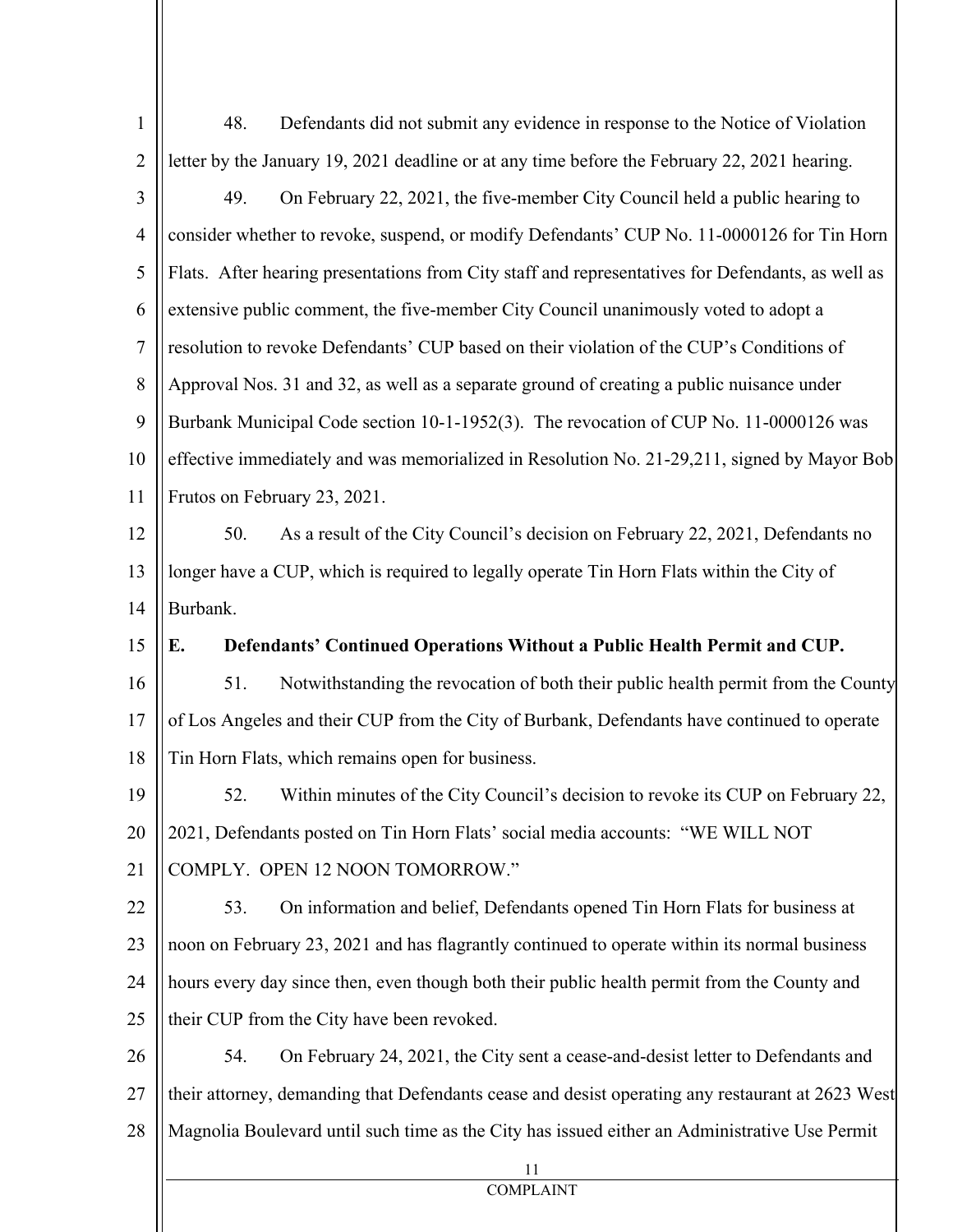48. Defendants did not submit any evidence in response to the Notice of Violation letter by the January 19, 2021 deadline or at any time before the February 22, 2021 hearing.

49. On February 22, 2021, the five-member City Council held a public hearing to consider whether to revoke, suspend, or modify Defendants' CUP No. 11-0000126 for Tin Horn Flats. After hearing presentations from City staff and representatives for Defendants, as well as extensive public comment, the five-member City Council unanimously voted to adopt a resolution to revoke Defendants' CUP based on their violation of the CUP's Conditions of Approval Nos. 31 and 32, as well as a separate ground of creating a public nuisance under Burbank Municipal Code section 10-1-1952(3). The revocation of CUP No. 11-0000126 was effective immediately and was memorialized in Resolution No. 21-29,211, signed by Mayor Bob Frutos on February 23, 2021.

50. As a result of the City Council's decision on February 22, 2021, Defendants no longer have a CUP, which is required to legally operate Tin Horn Flats within the City of Burbank.

**E. Defendants' Continued Operations Without a Public Health Permit and CUP.**

51. Notwithstanding the revocation of both their public health permit from the County of Los Angeles and their CUP from the City of Burbank, Defendants have continued to operate Tin Horn Flats, which remains open for business.

52. Within minutes of the City Council's decision to revoke its CUP on February 22, 2021, Defendants posted on Tin Horn Flats' social media accounts: "WE WILL NOT COMPLY. OPEN 12 NOON TOMORROW."

53. On information and belief, Defendants opened Tin Horn Flats for business at noon on February 23, 2021 and has flagrantly continued to operate within its normal business hours every day since then, even though both their public health permit from the County and their CUP from the City have been revoked.

54. On February 24, 2021, the City sent a cease-and-desist letter to Defendants and their attorney, demanding that Defendants cease and desist operating any restaurant at 2623 West Magnolia Boulevard until such time as the City has issued either an Administrative Use Permit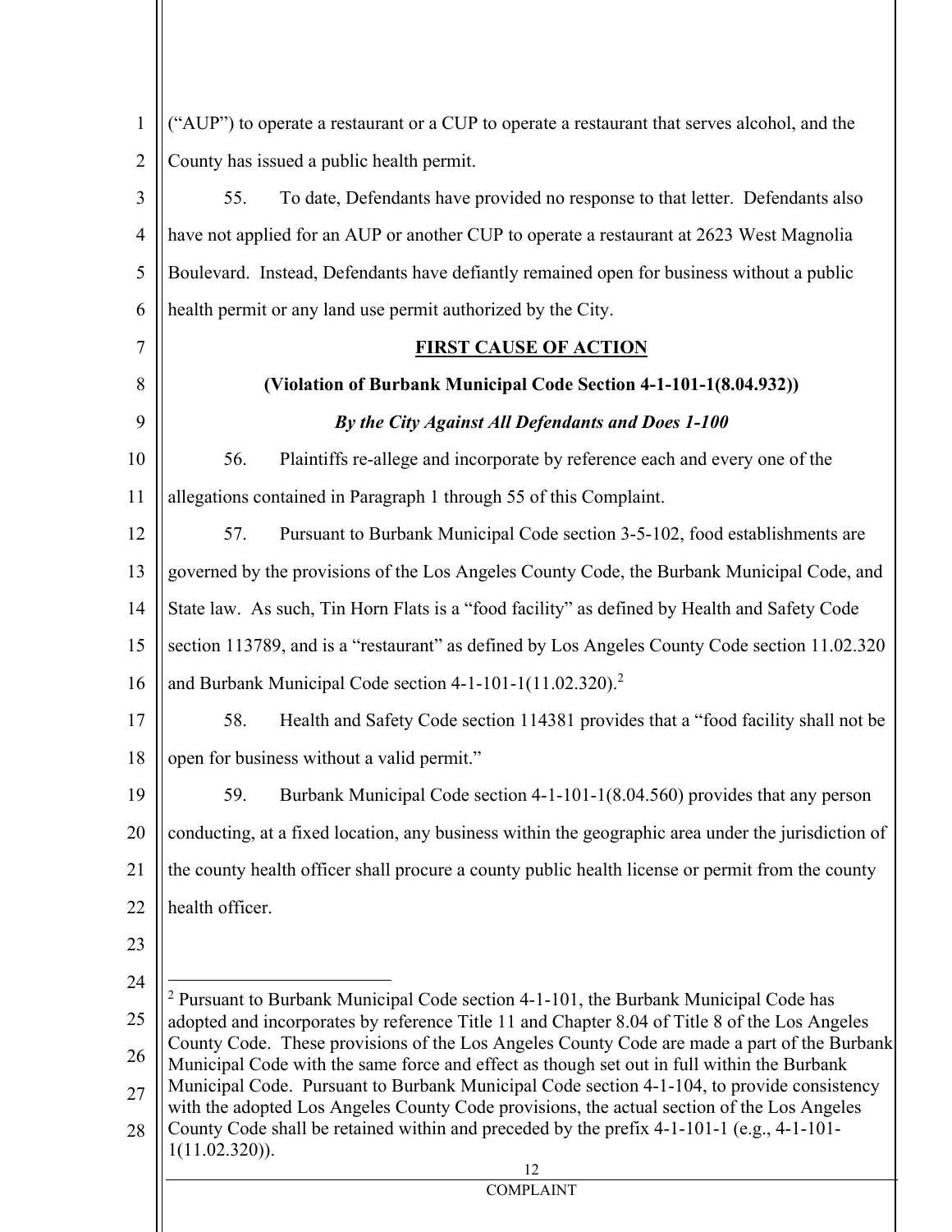("AUP") to operate a restaurant or a CUP to operate a restaurant that serves alcohol, and the County has issued a public health permit.

55. To date, Defendants have provided no response to that letter. Defendants also have not applied for an AUP or another CUP to operate a restaurant at 2623 West Magnolia Boulevard. Instead, Defendants have defiantly remained open for business without a public health permit or any land use permit authorized by the City.

**FIRST CAUSE OF ACTION**

**(Violation of Burbank Municipal Code Section 4-1-101-1(8.04.932))**

***By the City Against All Defendants and Does 1-100***

56. Plaintiffs re-allege and incorporate by reference each and every one of the allegations contained in Paragraph 1 through 55 of this Complaint.

57. Pursuant to Burbank Municipal Code section 3-5-102, food establishments are governed by the provisions of the Los Angeles County Code, the Burbank Municipal Code, and State law. As such, Tin Horn Flats is a "food facility" as defined by Health and Safety Code section 113789, and is a "restaurant" as defined by Los Angeles County Code section 11.02.320 and Burbank Municipal Code section 4-1-101-1(11.02.320).[2]

58. Health and Safety Code section 114381 provides that a "food facility shall not be open for business without a valid permit."

59. Burbank Municipal Code section 4-1-101-1(8.04.560) provides that any person conducting, at a fixed location, any business within the geographic area under the jurisdiction of the county health officer shall procure a county public health license or permit from the county health officer.

---

[2] Pursuant to Burbank Municipal Code section 4-1-101, the Burbank Municipal Code has adopted and incorporates by reference Title 11 and Chapter 8.04 of Title 8 of the Los Angeles County Code. These provisions of the Los Angeles County Code are made a part of the Burbank Municipal Code with the same force and effect as though set out in full within the Burbank Municipal Code. Pursuant to Burbank Municipal Code section 4-1-104, to provide consistency with the adopted Los Angeles County Code provisions, the actual section of the Los Angeles County Code shall be retained within and preceded by the prefix 4-1-101-1 (e.g., 4-1-101-1(11.02.320)).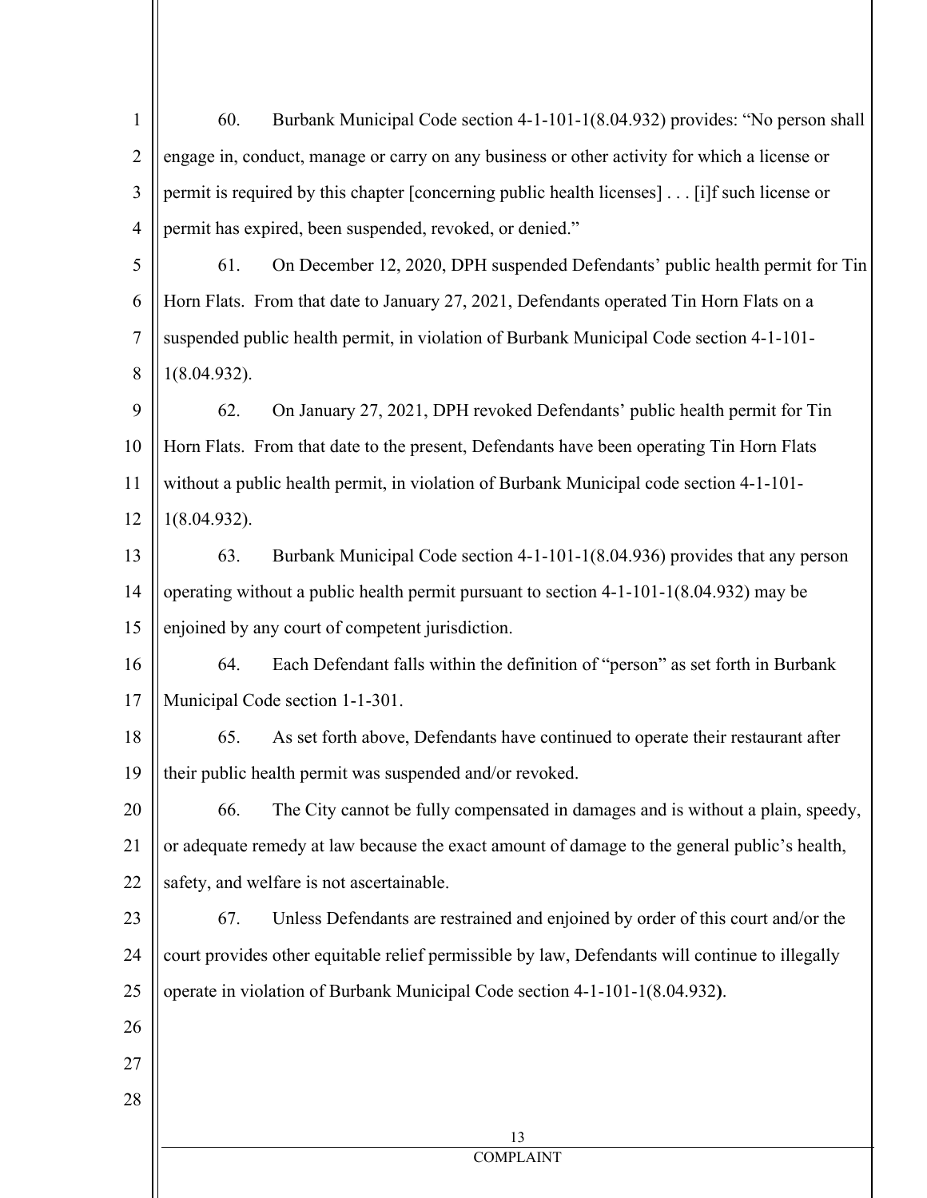60. Burbank Municipal Code section 4-1-101-1(8.04.932) provides: "No person shall engage in, conduct, manage or carry on any business or other activity for which a license or permit is required by this chapter [concerning public health licenses] . . . [i]f such license or permit has expired, been suspended, revoked, or denied."

61. On December 12, 2020, DPH suspended Defendants' public health permit for Tin Horn Flats. From that date to January 27, 2021, Defendants operated Tin Horn Flats on a suspended public health permit, in violation of Burbank Municipal Code section 4-1-101-1(8.04.932).

62. On January 27, 2021, DPH revoked Defendants' public health permit for Tin Horn Flats. From that date to the present, Defendants have been operating Tin Horn Flats without a public health permit, in violation of Burbank Municipal code section 4-1-101-1(8.04.932).

63. Burbank Municipal Code section 4-1-101-1(8.04.936) provides that any person operating without a public health permit pursuant to section 4-1-101-1(8.04.932) may be enjoined by any court of competent jurisdiction.

64. Each Defendant falls within the definition of "person" as set forth in Burbank Municipal Code section 1-1-301.

65. As set forth above, Defendants have continued to operate their restaurant after their public health permit was suspended and/or revoked.

66. The City cannot be fully compensated in damages and is without a plain, speedy, or adequate remedy at law because the exact amount of damage to the general public's health, safety, and welfare is not ascertainable.

67. Unless Defendants are restrained and enjoined by order of this court and/or the court provides other equitable relief permissible by law, Defendants will continue to illegally operate in violation of Burbank Municipal Code section 4-1-101-1(8.04.932).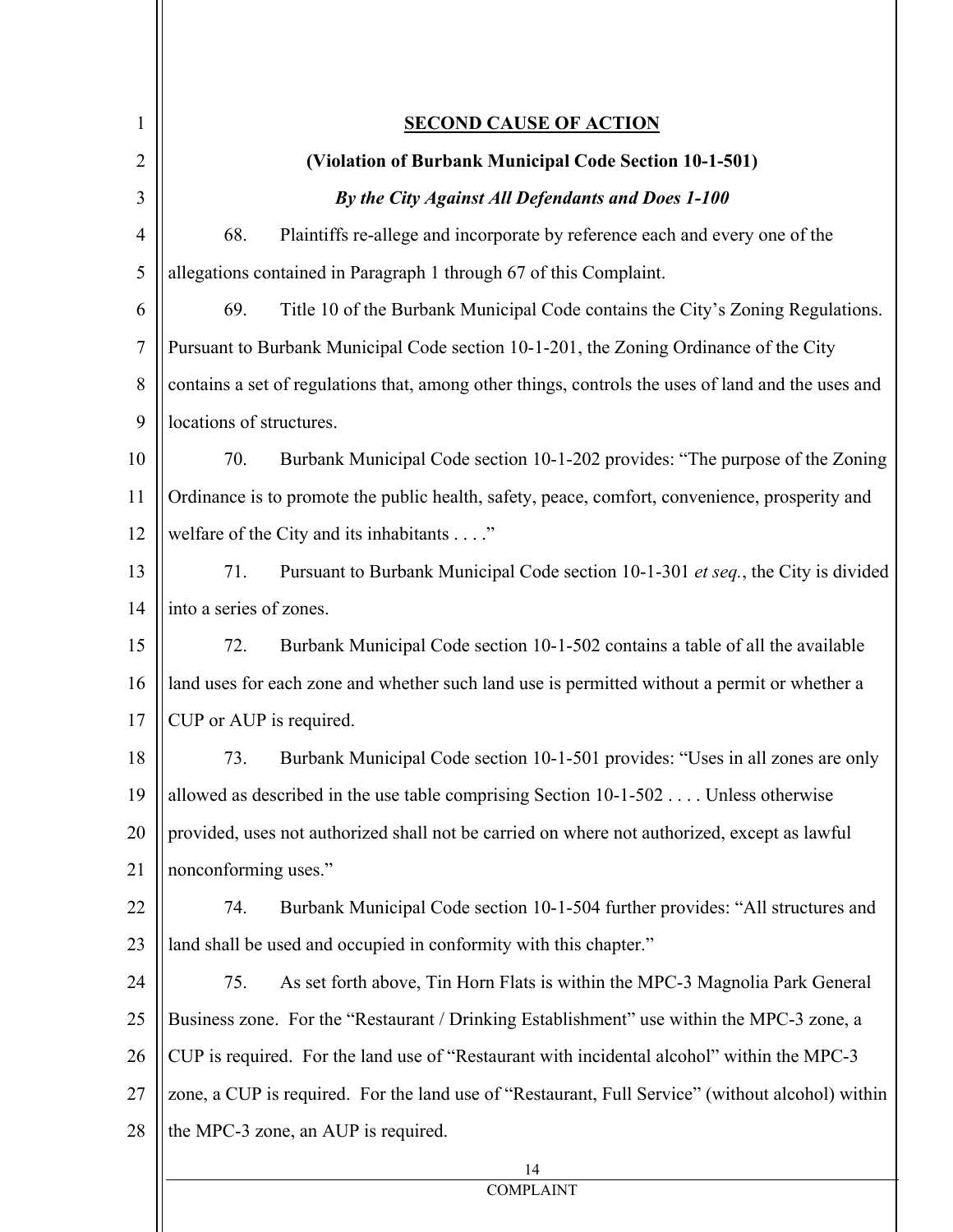**SECOND CAUSE OF ACTION**

**(Violation of Burbank Municipal Code Section 10-1-501)**

***By the City Against All Defendants and Does 1-100***

68. Plaintiffs re-allege and incorporate by reference each and every one of the allegations contained in Paragraph 1 through 67 of this Complaint.

69. Title 10 of the Burbank Municipal Code contains the City's Zoning Regulations. Pursuant to Burbank Municipal Code section 10-1-201, the Zoning Ordinance of the City contains a set of regulations that, among other things, controls the uses of land and the uses and locations of structures.

70. Burbank Municipal Code section 10-1-202 provides: "The purpose of the Zoning Ordinance is to promote the public health, safety, peace, comfort, convenience, prosperity and welfare of the City and its inhabitants . . . ."

71. Pursuant to Burbank Municipal Code section 10-1-301 *et seq.*, the City is divided into a series of zones.

72. Burbank Municipal Code section 10-1-502 contains a table of all the available land uses for each zone and whether such land use is permitted without a permit or whether a CUP or AUP is required.

73. Burbank Municipal Code section 10-1-501 provides: "Uses in all zones are only allowed as described in the use table comprising Section 10-1-502 . . . . Unless otherwise provided, uses not authorized shall not be carried on where not authorized, except as lawful nonconforming uses."

74. Burbank Municipal Code section 10-1-504 further provides: "All structures and land shall be used and occupied in conformity with this chapter."

75. As set forth above, Tin Horn Flats is within the MPC-3 Magnolia Park General Business zone. For the "Restaurant / Drinking Establishment" use within the MPC-3 zone, a CUP is required. For the land use of "Restaurant with incidental alcohol" within the MPC-3 zone, a CUP is required. For the land use of "Restaurant, Full Service" (without alcohol) within the MPC-3 zone, an AUP is required.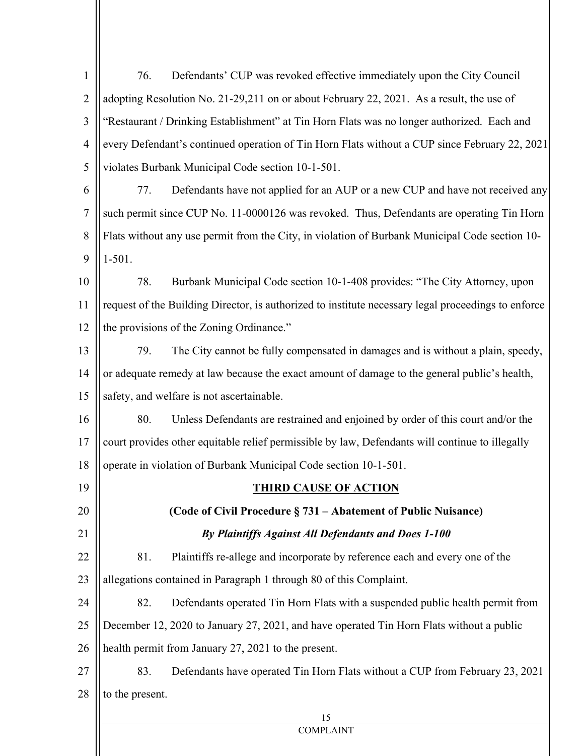76. Defendants' CUP was revoked effective immediately upon the City Council adopting Resolution No. 21-29,211 on or about February 22, 2021. As a result, the use of "Restaurant / Drinking Establishment" at Tin Horn Flats was no longer authorized. Each and every Defendant's continued operation of Tin Horn Flats without a CUP since February 22, 2021 violates Burbank Municipal Code section 10-1-501.

77. Defendants have not applied for an AUP or a new CUP and have not received any such permit since CUP No. 11-0000126 was revoked. Thus, Defendants are operating Tin Horn Flats without any use permit from the City, in violation of Burbank Municipal Code section 10-1-501.

78. Burbank Municipal Code section 10-1-408 provides: "The City Attorney, upon request of the Building Director, is authorized to institute necessary legal proceedings to enforce the provisions of the Zoning Ordinance."

79. The City cannot be fully compensated in damages and is without a plain, speedy, or adequate remedy at law because the exact amount of damage to the general public's health, safety, and welfare is not ascertainable.

80. Unless Defendants are restrained and enjoined by order of this court and/or the court provides other equitable relief permissible by law, Defendants will continue to illegally operate in violation of Burbank Municipal Code section 10-1-501.

## THIRD CAUSE OF ACTION

**(Code of Civil Procedure § 731 – Abatement of Public Nuisance)**

***By Plaintiffs Against All Defendants and Does 1-100***

81. Plaintiffs re-allege and incorporate by reference each and every one of the allegations contained in Paragraph 1 through 80 of this Complaint.

82. Defendants operated Tin Horn Flats with a suspended public health permit from December 12, 2020 to January 27, 2021, and have operated Tin Horn Flats without a public health permit from January 27, 2021 to the present.

83. Defendants have operated Tin Horn Flats without a CUP from February 23, 2021 to the present.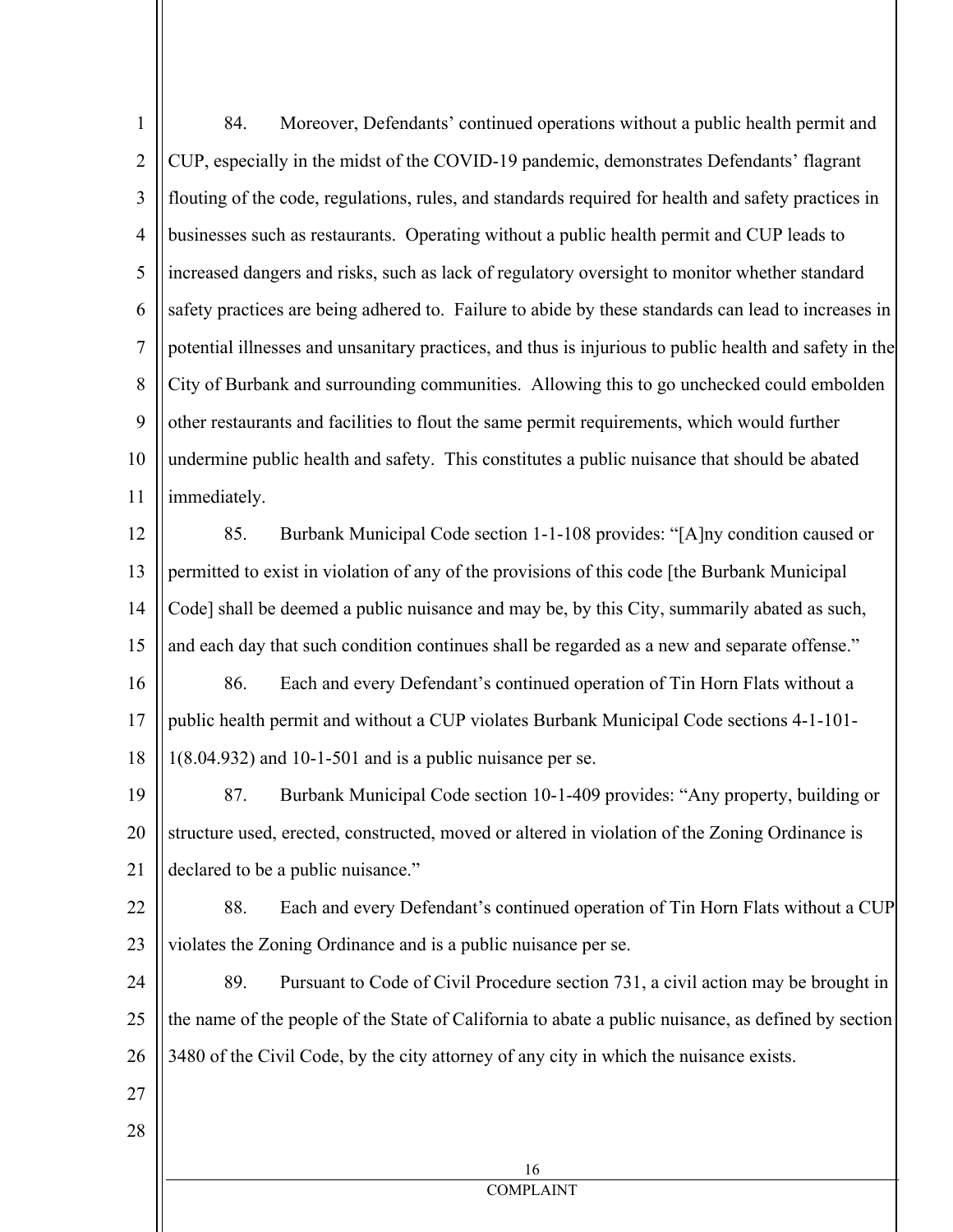84. Moreover, Defendants' continued operations without a public health permit and CUP, especially in the midst of the COVID-19 pandemic, demonstrates Defendants' flagrant flouting of the code, regulations, rules, and standards required for health and safety practices in businesses such as restaurants. Operating without a public health permit and CUP leads to increased dangers and risks, such as lack of regulatory oversight to monitor whether standard safety practices are being adhered to. Failure to abide by these standards can lead to increases in potential illnesses and unsanitary practices, and thus is injurious to public health and safety in the City of Burbank and surrounding communities. Allowing this to go unchecked could embolden other restaurants and facilities to flout the same permit requirements, which would further undermine public health and safety. This constitutes a public nuisance that should be abated immediately.

85. Burbank Municipal Code section 1-1-108 provides: "[A]ny condition caused or permitted to exist in violation of any of the provisions of this code [the Burbank Municipal Code] shall be deemed a public nuisance and may be, by this City, summarily abated as such, and each day that such condition continues shall be regarded as a new and separate offense."

86. Each and every Defendant's continued operation of Tin Horn Flats without a public health permit and without a CUP violates Burbank Municipal Code sections 4-1-101-1(8.04.932) and 10-1-501 and is a public nuisance per se.

87. Burbank Municipal Code section 10-1-409 provides: "Any property, building or structure used, erected, constructed, moved or altered in violation of the Zoning Ordinance is declared to be a public nuisance."

88. Each and every Defendant's continued operation of Tin Horn Flats without a CUP violates the Zoning Ordinance and is a public nuisance per se.

89. Pursuant to Code of Civil Procedure section 731, a civil action may be brought in the name of the people of the State of California to abate a public nuisance, as defined by section 3480 of the Civil Code, by the city attorney of any city in which the nuisance exists.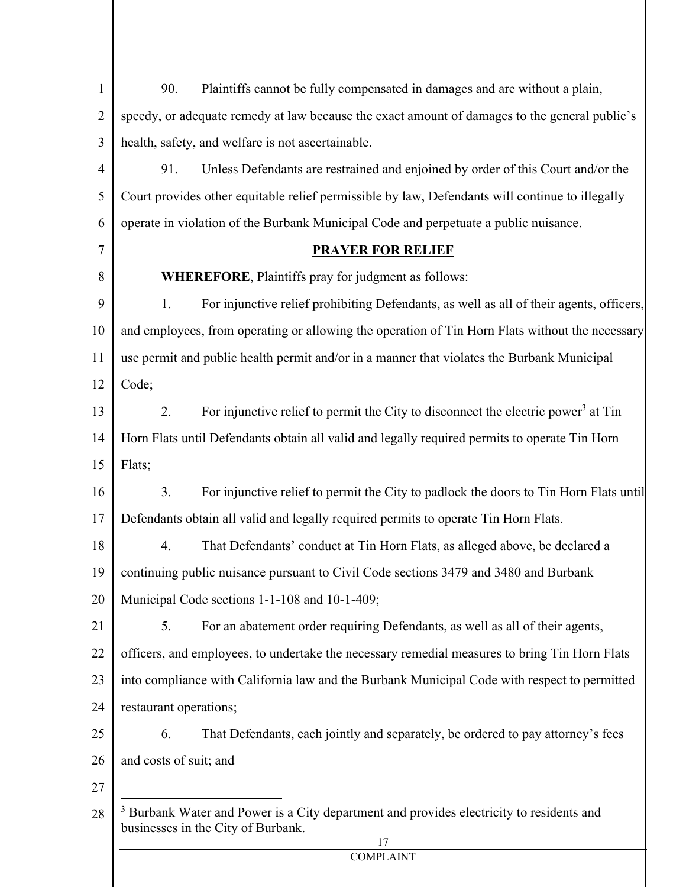90. Plaintiffs cannot be fully compensated in damages and are without a plain, speedy, or adequate remedy at law because the exact amount of damages to the general public's health, safety, and welfare is not ascertainable.

91. Unless Defendants are restrained and enjoined by order of this Court and/or the Court provides other equitable relief permissible by law, Defendants will continue to illegally operate in violation of the Burbank Municipal Code and perpetuate a public nuisance.

## PRAYER FOR RELIEF

**WHEREFORE**, Plaintiffs pray for judgment as follows:

1. For injunctive relief prohibiting Defendants, as well as all of their agents, officers, and employees, from operating or allowing the operation of Tin Horn Flats without the necessary use permit and public health permit and/or in a manner that violates the Burbank Municipal Code;

2. For injunctive relief to permit the City to disconnect the electric power[3] at Tin Horn Flats until Defendants obtain all valid and legally required permits to operate Tin Horn Flats;

3. For injunctive relief to permit the City to padlock the doors to Tin Horn Flats until Defendants obtain all valid and legally required permits to operate Tin Horn Flats.

4. That Defendants' conduct at Tin Horn Flats, as alleged above, be declared a continuing public nuisance pursuant to Civil Code sections 3479 and 3480 and Burbank Municipal Code sections 1-1-108 and 10-1-409;

5. For an abatement order requiring Defendants, as well as all of their agents, officers, and employees, to undertake the necessary remedial measures to bring Tin Horn Flats into compliance with California law and the Burbank Municipal Code with respect to permitted restaurant operations;

6. That Defendants, each jointly and separately, be ordered to pay attorney's fees and costs of suit; and

---

[3] Burbank Water and Power is a City department and provides electricity to residents and businesses in the City of Burbank.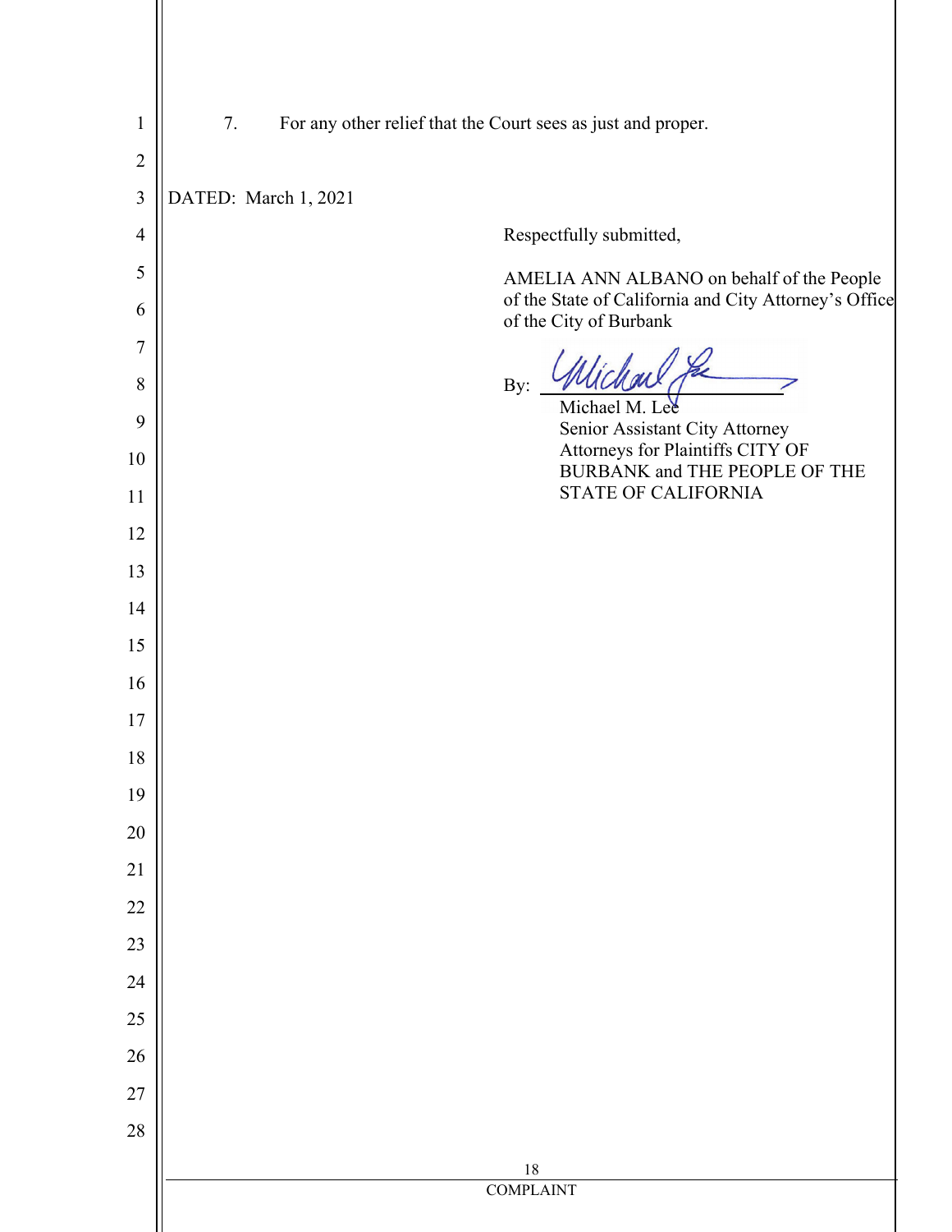7. For any other relief that the Court sees as just and proper.

DATED: March 1, 2021

Respectfully submitted,

AMELIA ANN ALBANO on behalf of the People of the State of California and City Attorney's Office of the City of Burbank

By: ______________________

Michael M. Lee
Senior Assistant City Attorney
Attorneys for Plaintiffs CITY OF BURBANK and THE PEOPLE OF THE STATE OF CALIFORNIA

COMPLAINT